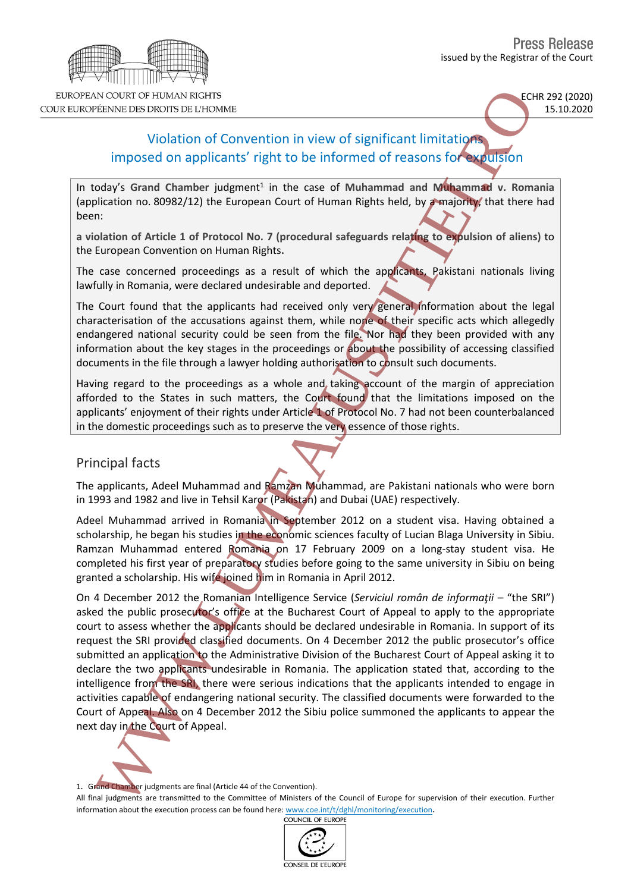Press Release

issued by the Registrar of the Court

EUROPEAN COURT OF HUMAN RIGHTS
COUR EUROPÉENNE DES DROITS DE L'HOMME

ECHR 292 (2020)
15.10.2020

# Violation of Convention in view of significant limitations imposed on applicants' right to be informed of reasons for expulsion

In today's **Grand Chamber** judgment[1] in the case of **Muhammad and Muhammad v. Romania** (application no. 80982/12) the European Court of Human Rights held, by a majority, that there had been:

**a violation of Article 1 of Protocol No. 7 (procedural safeguards relating to expulsion of aliens)** to the European Convention on Human Rights.

The case concerned proceedings as a result of which the applicants, Pakistani nationals living lawfully in Romania, were declared undesirable and deported.

The Court found that the applicants had received only very general information about the legal characterisation of the accusations against them, while none of their specific acts which allegedly endangered national security could be seen from the file. Nor had they been provided with any information about the key stages in the proceedings or about the possibility of accessing classified documents in the file through a lawyer holding authorisation to consult such documents.

Having regard to the proceedings as a whole and taking account of the margin of appreciation afforded to the States in such matters, the Court found that the limitations imposed on the applicants' enjoyment of their rights under Article 1 of Protocol No. 7 had not been counterbalanced in the domestic proceedings such as to preserve the very essence of those rights.

## Principal facts

The applicants, Adeel Muhammad and Ramzan Muhammad, are Pakistani nationals who were born in 1993 and 1982 and live in Tehsil Karor (Pakistan) and Dubai (UAE) respectively.

Adeel Muhammad arrived in Romania in September 2012 on a student visa. Having obtained a scholarship, he began his studies in the economic sciences faculty of Lucian Blaga University in Sibiu. Ramzan Muhammad entered Romania on 17 February 2009 on a long-stay student visa. He completed his first year of preparatory studies before going to the same university in Sibiu on being granted a scholarship. His wife joined him in Romania in April 2012.

On 4 December 2012 the Romanian Intelligence Service (*Serviciul român de informaţii* – "the SRI") asked the public prosecutor's office at the Bucharest Court of Appeal to apply to the appropriate court to assess whether the applicants should be declared undesirable in Romania. In support of its request the SRI provided classified documents. On 4 December 2012 the public prosecutor's office submitted an application to the Administrative Division of the Bucharest Court of Appeal asking it to declare the two applicants undesirable in Romania. The application stated that, according to the intelligence from the SRI, there were serious indications that the applicants intended to engage in activities capable of endangering national security. The classified documents were forwarded to the Court of Appeal. Also on 4 December 2012 the Sibiu police summoned the applicants to appear the next day in the Court of Appeal.

1. Grand Chamber judgments are final (Article 44 of the Convention).
All final judgments are transmitted to the Committee of Ministers of the Council of Europe for supervision of their execution. Further information about the execution process can be found here: www.coe.int/t/dghl/monitoring/execution.

COUNCIL OF EUROPE
CONSEIL DE L'EUROPE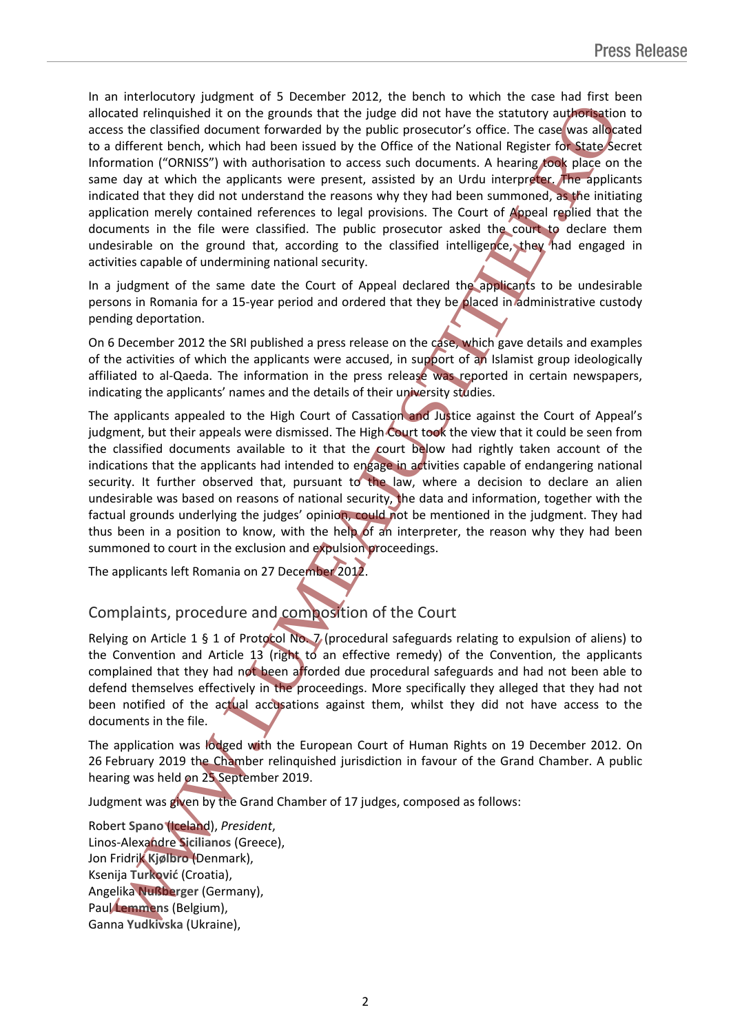In an interlocutory judgment of 5 December 2012, the bench to which the case had first been allocated relinquished it on the grounds that the judge did not have the statutory authorisation to access the classified document forwarded by the public prosecutor's office. The case was allocated to a different bench, which had been issued by the Office of the National Register for State Secret Information ("ORNISS") with authorisation to access such documents. A hearing took place on the same day at which the applicants were present, assisted by an Urdu interpreter. The applicants indicated that they did not understand the reasons why they had been summoned, as the initiating application merely contained references to legal provisions. The Court of Appeal replied that the documents in the file were classified. The public prosecutor asked the court to declare them undesirable on the ground that, according to the classified intelligence, they had engaged in activities capable of undermining national security.

In a judgment of the same date the Court of Appeal declared the applicants to be undesirable persons in Romania for a 15-year period and ordered that they be placed in administrative custody pending deportation.

On 6 December 2012 the SRI published a press release on the case, which gave details and examples of the activities of which the applicants were accused, in support of an Islamist group ideologically affiliated to al-Qaeda. The information in the press release was reported in certain newspapers, indicating the applicants' names and the details of their university studies.

The applicants appealed to the High Court of Cassation and Justice against the Court of Appeal's judgment, but their appeals were dismissed. The High Court took the view that it could be seen from the classified documents available to it that the court below had rightly taken account of the indications that the applicants had intended to engage in activities capable of endangering national security. It further observed that, pursuant to the law, where a decision to declare an alien undesirable was based on reasons of national security, the data and information, together with the factual grounds underlying the judges' opinion, could not be mentioned in the judgment. They had thus been in a position to know, with the help of an interpreter, the reason why they had been summoned to court in the exclusion and expulsion proceedings.

The applicants left Romania on 27 December 2012.

## Complaints, procedure and composition of the Court

Relying on Article 1 § 1 of Protocol No. 7 (procedural safeguards relating to expulsion of aliens) to the Convention and Article 13 (right to an effective remedy) of the Convention, the applicants complained that they had not been afforded due procedural safeguards and had not been able to defend themselves effectively in the proceedings. More specifically they alleged that they had not been notified of the actual accusations against them, whilst they did not have access to the documents in the file.

The application was lodged with the European Court of Human Rights on 19 December 2012. On 26 February 2019 the Chamber relinquished jurisdiction in favour of the Grand Chamber. A public hearing was held on 25 September 2019.

Judgment was given by the Grand Chamber of 17 judges, composed as follows:

Robert **Spano** (Iceland), *President*,  
Linos-Alexandre **Sicilianos** (Greece),  
Jon Fridrik **Kjølbro** (Denmark),  
Ksenija **Turković** (Croatia),  
Angelika **Nußberger** (Germany),  
Paul **Lemmens** (Belgium),  
Ganna **Yudkivska** (Ukraine),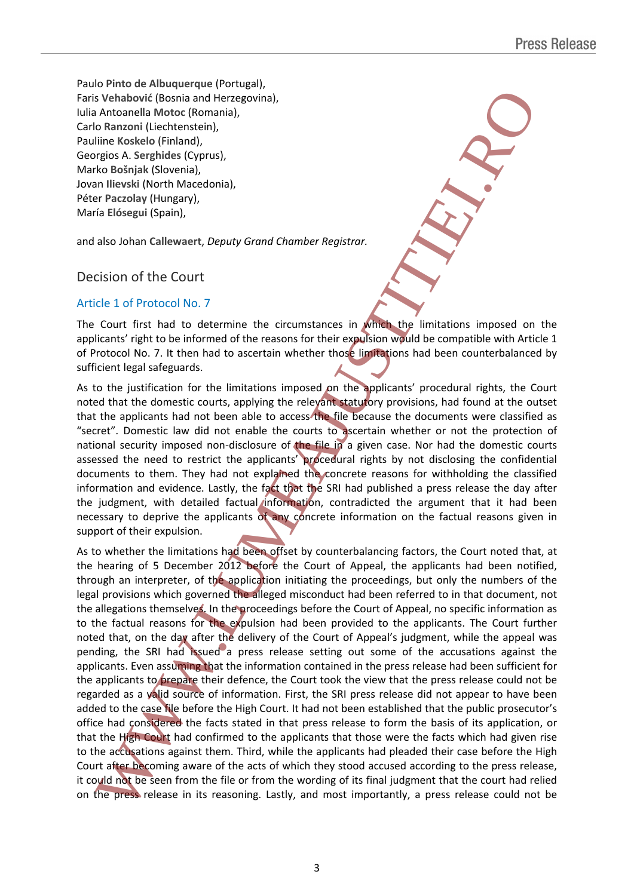Paulo **Pinto de Albuquerque** (Portugal),
Faris **Vehabović** (Bosnia and Herzegovina),
Iulia Antoanella **Motoc** (Romania),
Carlo **Ranzoni** (Liechtenstein),
Pauliine **Koskelo** (Finland),
Georgios A. **Serghides** (Cyprus),
Marko **Bošnjak** (Slovenia),
Jovan **Ilievski** (North Macedonia),
Péter **Paczolay** (Hungary),
María **Elósegui** (Spain),

and also Johan **Callewaert**, *Deputy Grand Chamber Registrar.*

## Decision of the Court

### Article 1 of Protocol No. 7

The Court first had to determine the circumstances in which the limitations imposed on the applicants' right to be informed of the reasons for their expulsion would be compatible with Article 1 of Protocol No. 7. It then had to ascertain whether those limitations had been counterbalanced by sufficient legal safeguards.

As to the justification for the limitations imposed on the applicants' procedural rights, the Court noted that the domestic courts, applying the relevant statutory provisions, had found at the outset that the applicants had not been able to access the file because the documents were classified as "secret". Domestic law did not enable the courts to ascertain whether or not the protection of national security imposed non-disclosure of the file in a given case. Nor had the domestic courts assessed the need to restrict the applicants' procedural rights by not disclosing the confidential documents to them. They had not explained the concrete reasons for withholding the classified information and evidence. Lastly, the fact that the SRI had published a press release the day after the judgment, with detailed factual information, contradicted the argument that it had been necessary to deprive the applicants of any concrete information on the factual reasons given in support of their expulsion.

As to whether the limitations had been offset by counterbalancing factors, the Court noted that, at the hearing of 5 December 2012 before the Court of Appeal, the applicants had been notified, through an interpreter, of the application initiating the proceedings, but only the numbers of the legal provisions which governed the alleged misconduct had been referred to in that document, not the allegations themselves. In the proceedings before the Court of Appeal, no specific information as to the factual reasons for the expulsion had been provided to the applicants. The Court further noted that, on the day after the delivery of the Court of Appeal's judgment, while the appeal was pending, the SRI had issued a press release setting out some of the accusations against the applicants. Even assuming that the information contained in the press release had been sufficient for the applicants to prepare their defence, the Court took the view that the press release could not be regarded as a valid source of information. First, the SRI press release did not appear to have been added to the case file before the High Court. It had not been established that the public prosecutor's office had considered the facts stated in that press release to form the basis of its application, or that the High Court had confirmed to the applicants that those were the facts which had given rise to the accusations against them. Third, while the applicants had pleaded their case before the High Court after becoming aware of the acts of which they stood accused according to the press release, it could not be seen from the file or from the wording of its final judgment that the court had relied on the press release in its reasoning. Lastly, and most importantly, a press release could not be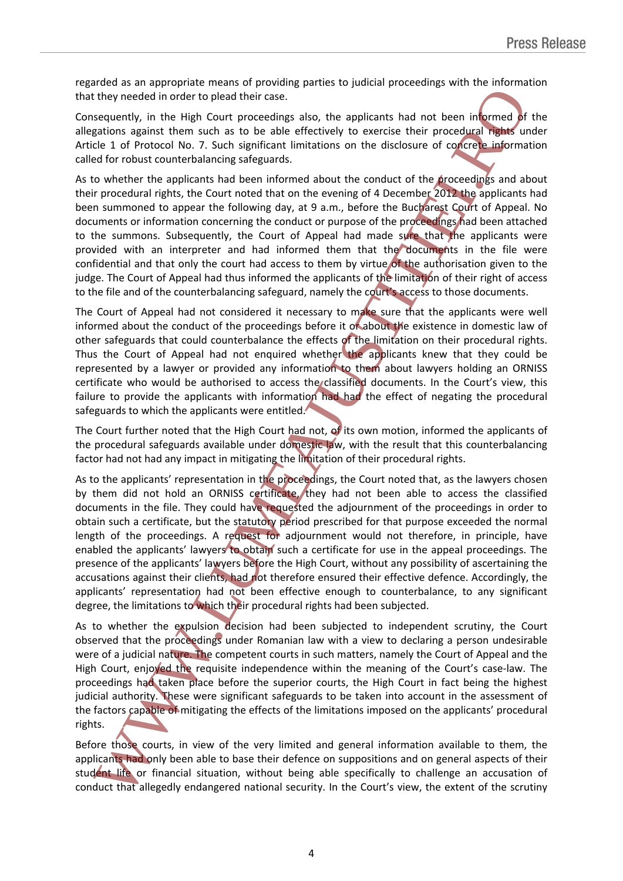regarded as an appropriate means of providing parties to judicial proceedings with the information that they needed in order to plead their case.

Consequently, in the High Court proceedings also, the applicants had not been informed of the allegations against them such as to be able effectively to exercise their procedural rights under Article 1 of Protocol No. 7. Such significant limitations on the disclosure of concrete information called for robust counterbalancing safeguards.

As to whether the applicants had been informed about the conduct of the proceedings and about their procedural rights, the Court noted that on the evening of 4 December 2012 the applicants had been summoned to appear the following day, at 9 a.m., before the Bucharest Court of Appeal. No documents or information concerning the conduct or purpose of the proceedings had been attached to the summons. Subsequently, the Court of Appeal had made sure that the applicants were provided with an interpreter and had informed them that the documents in the file were confidential and that only the court had access to them by virtue of the authorisation given to the judge. The Court of Appeal had thus informed the applicants of the limitation of their right of access to the file and of the counterbalancing safeguard, namely the court's access to those documents.

The Court of Appeal had not considered it necessary to make sure that the applicants were well informed about the conduct of the proceedings before it or about the existence in domestic law of other safeguards that could counterbalance the effects of the limitation on their procedural rights. Thus the Court of Appeal had not enquired whether the applicants knew that they could be represented by a lawyer or provided any information to them about lawyers holding an ORNISS certificate who would be authorised to access the classified documents. In the Court's view, this failure to provide the applicants with information had had the effect of negating the procedural safeguards to which the applicants were entitled.

The Court further noted that the High Court had not, of its own motion, informed the applicants of the procedural safeguards available under domestic law, with the result that this counterbalancing factor had not had any impact in mitigating the limitation of their procedural rights.

As to the applicants' representation in the proceedings, the Court noted that, as the lawyers chosen by them did not hold an ORNISS certificate, they had not been able to access the classified documents in the file. They could have requested the adjournment of the proceedings in order to obtain such a certificate, but the statutory period prescribed for that purpose exceeded the normal length of the proceedings. A request for adjournment would not therefore, in principle, have enabled the applicants' lawyers to obtain such a certificate for use in the appeal proceedings. The presence of the applicants' lawyers before the High Court, without any possibility of ascertaining the accusations against their clients, had not therefore ensured their effective defence. Accordingly, the applicants' representation had not been effective enough to counterbalance, to any significant degree, the limitations to which their procedural rights had been subjected.

As to whether the expulsion decision had been subjected to independent scrutiny, the Court observed that the proceedings under Romanian law with a view to declaring a person undesirable were of a judicial nature. The competent courts in such matters, namely the Court of Appeal and the High Court, enjoyed the requisite independence within the meaning of the Court's case-law. The proceedings had taken place before the superior courts, the High Court in fact being the highest judicial authority. These were significant safeguards to be taken into account in the assessment of the factors capable of mitigating the effects of the limitations imposed on the applicants' procedural rights.

Before those courts, in view of the very limited and general information available to them, the applicants had only been able to base their defence on suppositions and on general aspects of their student life or financial situation, without being able specifically to challenge an accusation of conduct that allegedly endangered national security. In the Court's view, the extent of the scrutiny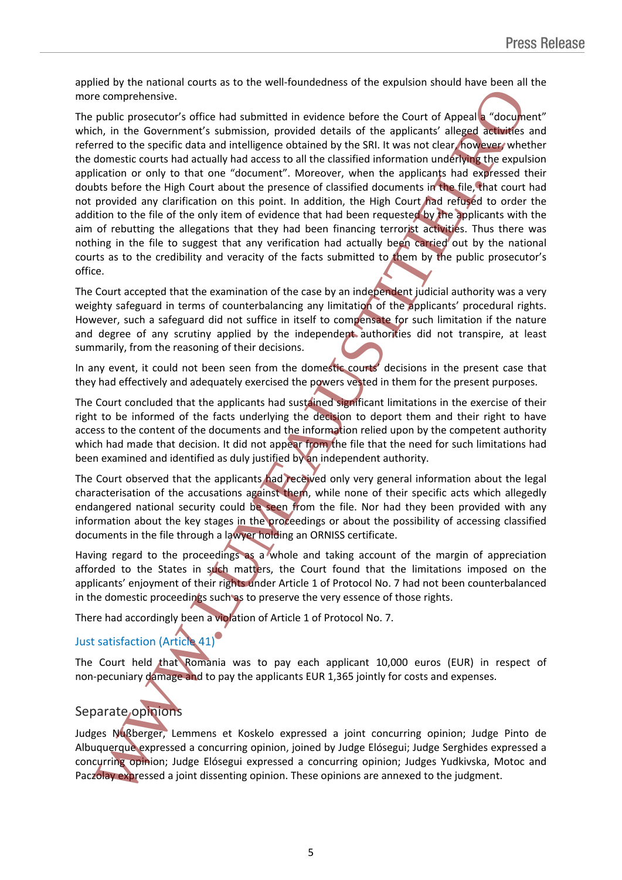applied by the national courts as to the well-foundedness of the expulsion should have been all the more comprehensive.

The public prosecutor's office had submitted in evidence before the Court of Appeal a "document" which, in the Government's submission, provided details of the applicants' alleged activities and referred to the specific data and intelligence obtained by the SRI. It was not clear, however, whether the domestic courts had actually had access to all the classified information underlying the expulsion application or only to that one "document". Moreover, when the applicants had expressed their doubts before the High Court about the presence of classified documents in the file, that court had not provided any clarification on this point. In addition, the High Court had refused to order the addition to the file of the only item of evidence that had been requested by the applicants with the aim of rebutting the allegations that they had been financing terrorist activities. Thus there was nothing in the file to suggest that any verification had actually been carried out by the national courts as to the credibility and veracity of the facts submitted to them by the public prosecutor's office.

The Court accepted that the examination of the case by an independent judicial authority was a very weighty safeguard in terms of counterbalancing any limitation of the applicants' procedural rights. However, such a safeguard did not suffice in itself to compensate for such limitation if the nature and degree of any scrutiny applied by the independent authorities did not transpire, at least summarily, from the reasoning of their decisions.

In any event, it could not been seen from the domestic courts' decisions in the present case that they had effectively and adequately exercised the powers vested in them for the present purposes.

The Court concluded that the applicants had sustained significant limitations in the exercise of their right to be informed of the facts underlying the decision to deport them and their right to have access to the content of the documents and the information relied upon by the competent authority which had made that decision. It did not appear from the file that the need for such limitations had been examined and identified as duly justified by an independent authority.

The Court observed that the applicants had received only very general information about the legal characterisation of the accusations against them, while none of their specific acts which allegedly endangered national security could be seen from the file. Nor had they been provided with any information about the key stages in the proceedings or about the possibility of accessing classified documents in the file through a lawyer holding an ORNISS certificate.

Having regard to the proceedings as a whole and taking account of the margin of appreciation afforded to the States in such matters, the Court found that the limitations imposed on the applicants' enjoyment of their rights under Article 1 of Protocol No. 7 had not been counterbalanced in the domestic proceedings such as to preserve the very essence of those rights.

There had accordingly been a violation of Article 1 of Protocol No. 7.

### Just satisfaction (Article 41)

The Court held that Romania was to pay each applicant 10,000 euros (EUR) in respect of non-pecuniary damage and to pay the applicants EUR 1,365 jointly for costs and expenses.

## Separate opinions

Judges Nußberger, Lemmens et Koskelo expressed a joint concurring opinion; Judge Pinto de Albuquerque expressed a concurring opinion, joined by Judge Elósegui; Judge Serghides expressed a concurring opinion; Judge Elósegui expressed a concurring opinion; Judges Yudkivska, Motoc and Paczolay expressed a joint dissenting opinion. These opinions are annexed to the judgment.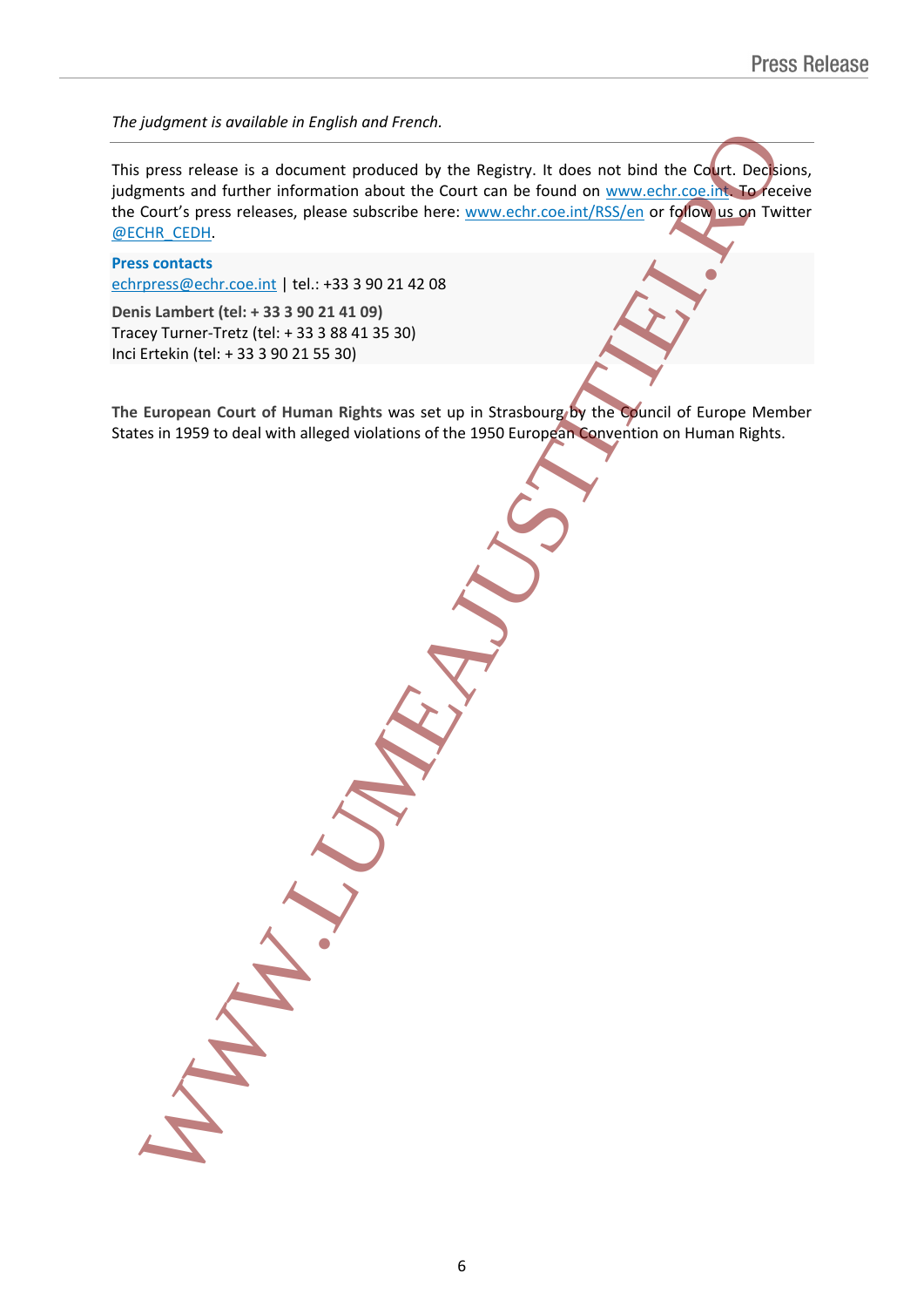*The judgment is available in English and French.*

---

This press release is a document produced by the Registry. It does not bind the Court. Decisions, judgments and further information about the Court can be found on www.echr.coe.int. To receive the Court's press releases, please subscribe here: www.echr.coe.int/RSS/en or follow us on Twitter @ECHR_CEDH.

**Press contacts**
echrpress@echr.coe.int | tel.: +33 3 90 21 42 08

**Denis Lambert (tel: + 33 3 90 21 41 09)**
Tracey Turner-Tretz (tel: + 33 3 88 41 35 30)
Inci Ertekin (tel: + 33 3 90 21 55 30)

**The European Court of Human Rights** was set up in Strasbourg by the Council of Europe Member States in 1959 to deal with alleged violations of the 1950 European Convention on Human Rights.